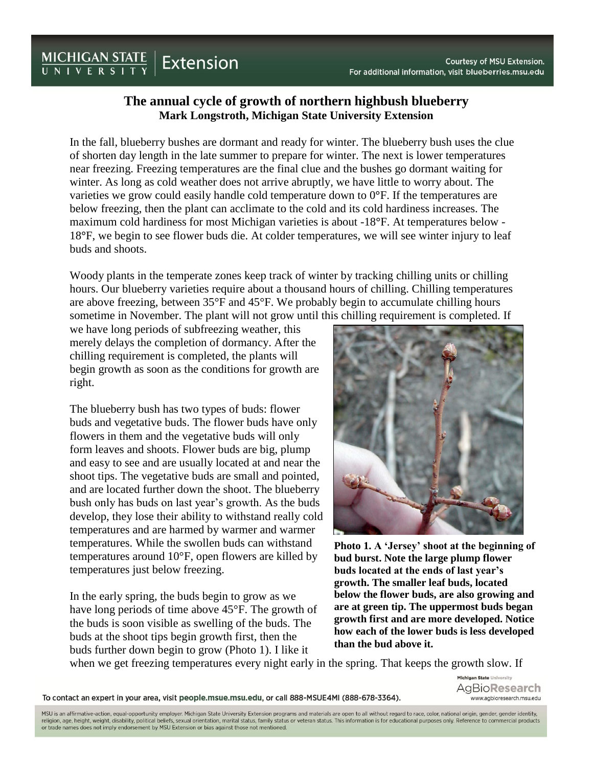# The annual cycle of growth of northern highbush blueberry

**Mark Longstroth, Michigan State University Extension**

In the fall, blueberry bushes are dormant and ready for winter. The blueberry bush uses the clue of shorten day length in the late summer to prepare for winter. The next is lower temperatures near freezing. Freezing temperatures are the final clue and the bushes go dormant waiting for winter. As long as cold weather does not arrive abruptly, we have little to worry about. The varieties we grow could easily handle cold temperature down to 0°F. If the temperatures are below freezing, then the plant can acclimate to the cold and its cold hardiness increases. The maximum cold hardiness for most Michigan varieties is about -18°F. At temperatures below -18°F, we begin to see flower buds die. At colder temperatures, we will see winter injury to leaf buds and shoots.

Woody plants in the temperate zones keep track of winter by tracking chilling units or chilling hours. Our blueberry varieties require about a thousand hours of chilling. Chilling temperatures are above freezing, between 35°F and 45°F. We probably begin to accumulate chilling hours sometime in November. The plant will not grow until this chilling requirement is completed. If we have long periods of subfreezing weather, this merely delays the completion of dormancy. After the chilling requirement is completed, the plants will begin growth as soon as the conditions for growth are right.

The blueberry bush has two types of buds: flower buds and vegetative buds. The flower buds have only flowers in them and the vegetative buds will only form leaves and shoots. Flower buds are big, plump and easy to see and are usually located at and near the shoot tips. The vegetative buds are small and pointed, and are located further down the shoot. The blueberry bush only has buds on last year's growth. As the buds develop, they lose their ability to withstand really cold temperatures and are harmed by warmer and warmer temperatures. While the swollen buds can withstand temperatures around 10°F, open flowers are killed by temperatures just below freezing.

**Photo 1. A 'Jersey' shoot at the beginning of bud burst. Note the large plump flower buds located at the ends of last year's growth. The smaller leaf buds, located below the flower buds, are also growing and are at green tip. The uppermost buds began growth first and are more developed. Notice how each of the lower buds is less developed than the bud above it.**

In the early spring, the buds begin to grow as we have long periods of time above 45°F. The growth of the buds is soon visible as swelling of the buds. The buds at the shoot tips begin growth first, then the buds further down begin to grow (Photo 1). I like it when we get freezing temperatures every night early in the spring. That keeps the growth slow. If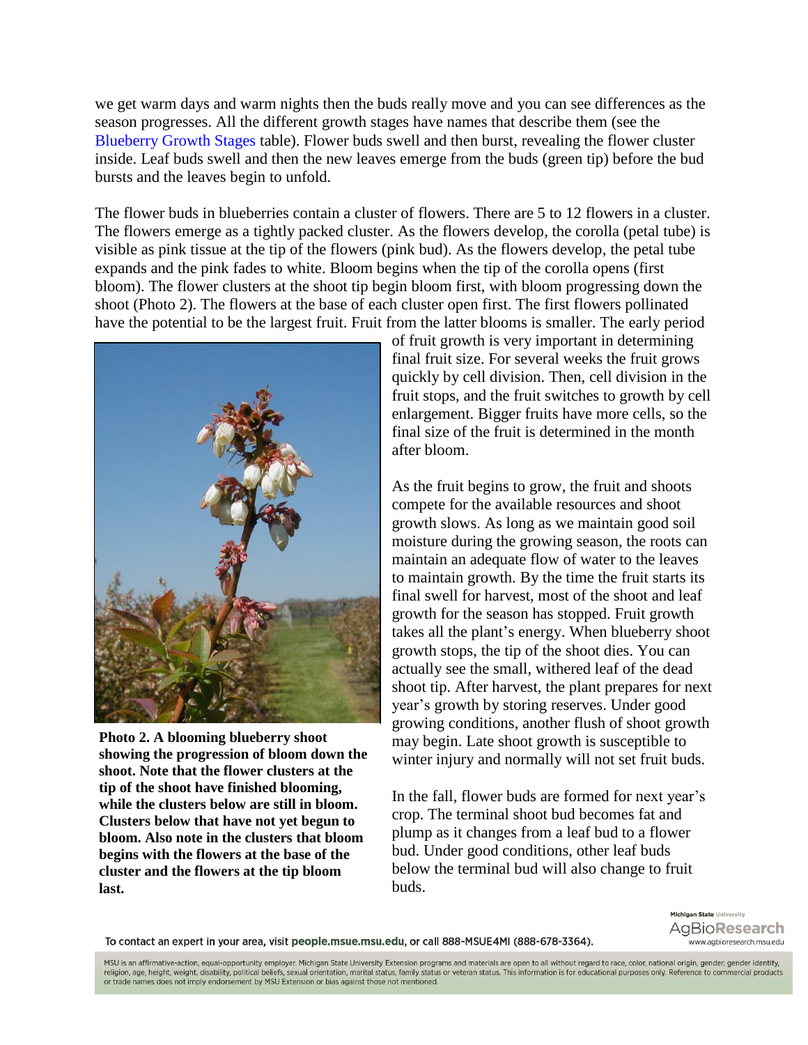we get warm days and warm nights then the buds really move and you can see differences as the season progresses. All the different growth stages have names that describe them (see the Blueberry Growth Stages table). Flower buds swell and then burst, revealing the flower cluster inside. Leaf buds swell and then the new leaves emerge from the buds (green tip) before the bud bursts and the leaves begin to unfold.

The flower buds in blueberries contain a cluster of flowers. There are 5 to 12 flowers in a cluster. The flowers emerge as a tightly packed cluster. As the flowers develop, the corolla (petal tube) is visible as pink tissue at the tip of the flowers (pink bud). As the flowers develop, the petal tube expands and the pink fades to white. Bloom begins when the tip of the corolla opens (first bloom). The flower clusters at the shoot tip begin bloom first, with bloom progressing down the shoot (Photo 2). The flowers at the base of each cluster open first. The first flowers pollinated have the potential to be the largest fruit. Fruit from the latter blooms is smaller. The early period of fruit growth is very important in determining final fruit size. For several weeks the fruit grows quickly by cell division. Then, cell division in the fruit stops, and the fruit switches to growth by cell enlargement. Bigger fruits have more cells, so the final size of the fruit is determined in the month after bloom.

**Photo 2. A blooming blueberry shoot showing the progression of bloom down the shoot. Note that the flower clusters at the tip of the shoot have finished blooming, while the clusters below are still in bloom. Clusters below that have not yet begun to bloom. Also note in the clusters that bloom begins with the flowers at the base of the cluster and the flowers at the tip bloom last.**

As the fruit begins to grow, the fruit and shoots compete for the available resources and shoot growth slows. As long as we maintain good soil moisture during the growing season, the roots can maintain an adequate flow of water to the leaves to maintain growth. By the time the fruit starts its final swell for harvest, most of the shoot and leaf growth for the season has stopped. Fruit growth takes all the plant's energy. When blueberry shoot growth stops, the tip of the shoot dies. You can actually see the small, withered leaf of the dead shoot tip. After harvest, the plant prepares for next year's growth by storing reserves. Under good growing conditions, another flush of shoot growth may begin. Late shoot growth is susceptible to winter injury and normally will not set fruit buds.

In the fall, flower buds are formed for next year's crop. The terminal shoot bud becomes fat and plump as it changes from a leaf bud to a flower bud. Under good conditions, other leaf buds below the terminal bud will also change to fruit buds.

To contact an expert in your area, visit people.msue.msu.edu, or call 888-MSUE4MI (888-678-3364).

MSU is an affirmative-action, equal-opportunity employer. Michigan State University Extension programs and materials are open to all without regard to race, color, national origin, gender, gender identity, religion, age, height, weight, disability, political beliefs, sexual orientation, marital status, family status or veteran status. This information is for educational purposes only. Reference to commercial products or trade names does not imply endorsement by MSU Extension or bias against those not mentioned.